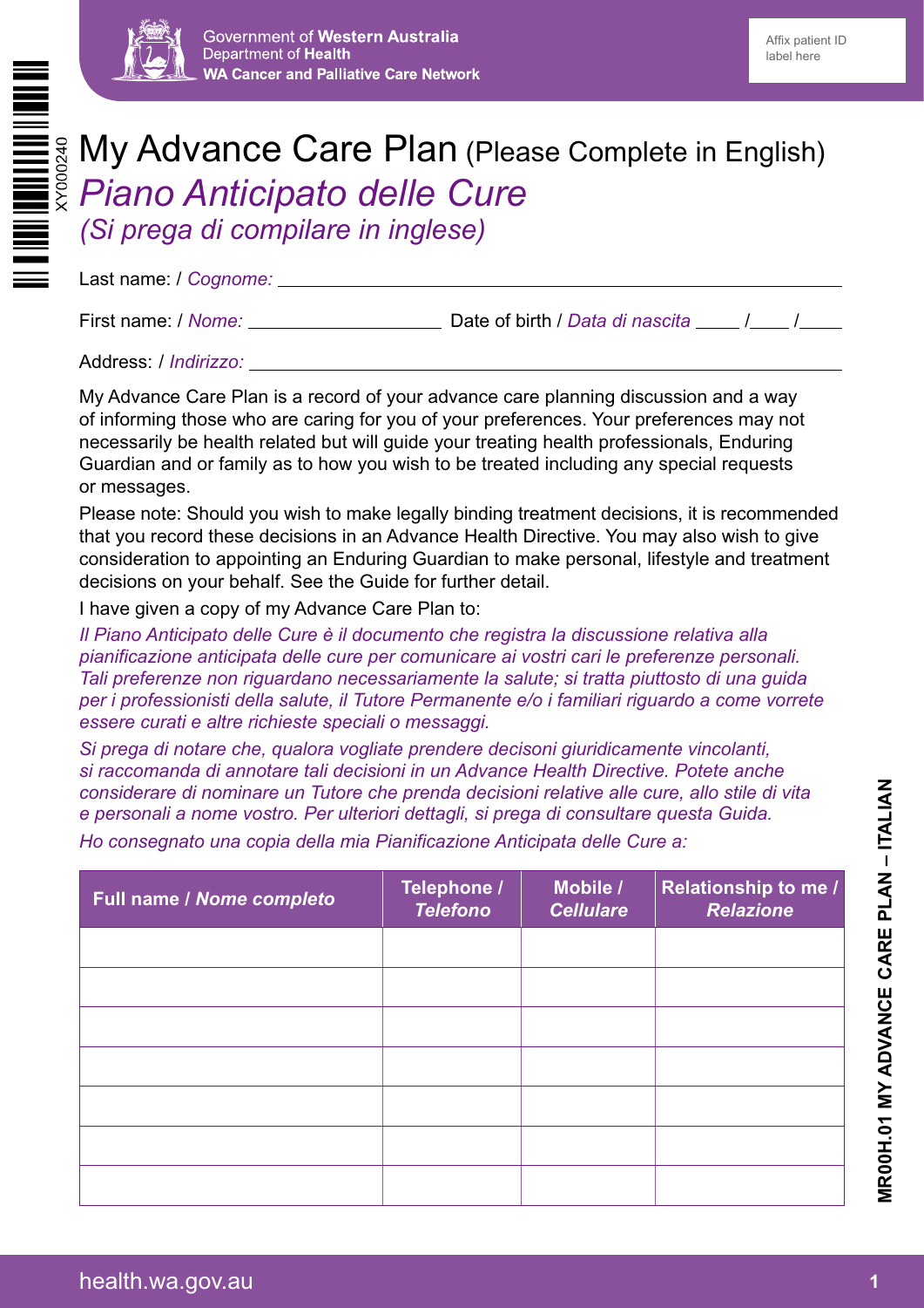Government of Western Australia
Department of Health
WA Cancer and Palliative Care Network

Affix patient ID label here

XY000240

# My Advance Care Plan (Please Complete in English)

## *Piano Anticipato delle Cure*

*(Si prega di compilare in inglese)*

Last name: / *Cognome:* \_\_\_\_\_\_\_\_\_\_\_\_\_\_\_\_\_\_\_\_\_\_\_\_\_\_\_\_\_\_\_\_\_\_\_\_\_\_\_\_

First name: / *Nome:* \_\_\_\_\_\_\_\_\_\_\_\_\_\_\_\_\_\_ Date of birth / *Data di nascita* \_\_\_\_ /\_\_\_\_ /\_\_\_\_

Address: / *Indirizzo:* \_\_\_\_\_\_\_\_\_\_\_\_\_\_\_\_\_\_\_\_\_\_\_\_\_\_\_\_\_\_\_\_\_\_\_\_\_\_\_\_

My Advance Care Plan is a record of your advance care planning discussion and a way of informing those who are caring for you of your preferences. Your preferences may not necessarily be health related but will guide your treating health professionals, Enduring Guardian and or family as to how you wish to be treated including any special requests or messages.

Please note: Should you wish to make legally binding treatment decisions, it is recommended that you record these decisions in an Advance Health Directive. You may also wish to give consideration to appointing an Enduring Guardian to make personal, lifestyle and treatment decisions on your behalf. See the Guide for further detail.

I have given a copy of my Advance Care Plan to:

*Il Piano Anticipato delle Cure è il documento che registra la discussione relativa alla pianificazione anticipata delle cure per comunicare ai vostri cari le preferenze personali. Tali preferenze non riguardano necessariamente la salute; si tratta piuttosto di una guida per i professionisti della salute, il Tutore Permanente e/o i familiari riguardo a come vorrete essere curati e altre richieste speciali o messaggi.*

*Si prega di notare che, qualora vogliate prendere decisoni giuridicamente vincolanti, si raccomanda di annotare tali decisioni in un Advance Health Directive. Potete anche considerare di nominare un Tutore che prenda decisioni relative alle cure, allo stile di vita e personali a nome vostro. Per ulteriori dettagli, si prega di consultare questa Guida.*

*Ho consegnato una copia della mia Pianificazione Anticipata delle Cure a:*

| **Full name / *Nome completo*** | **Telephone / *Telefono*** | **Mobile / *Cellulare*** | **Relationship to me / *Relazione*** |
|---|---|---|---|
| | | | |
| | | | |
| | | | |
| | | | |
| | | | |
| | | | |
| | | | |

MR00H.01 MY ADVANCE CARE PLAN – ITALIAN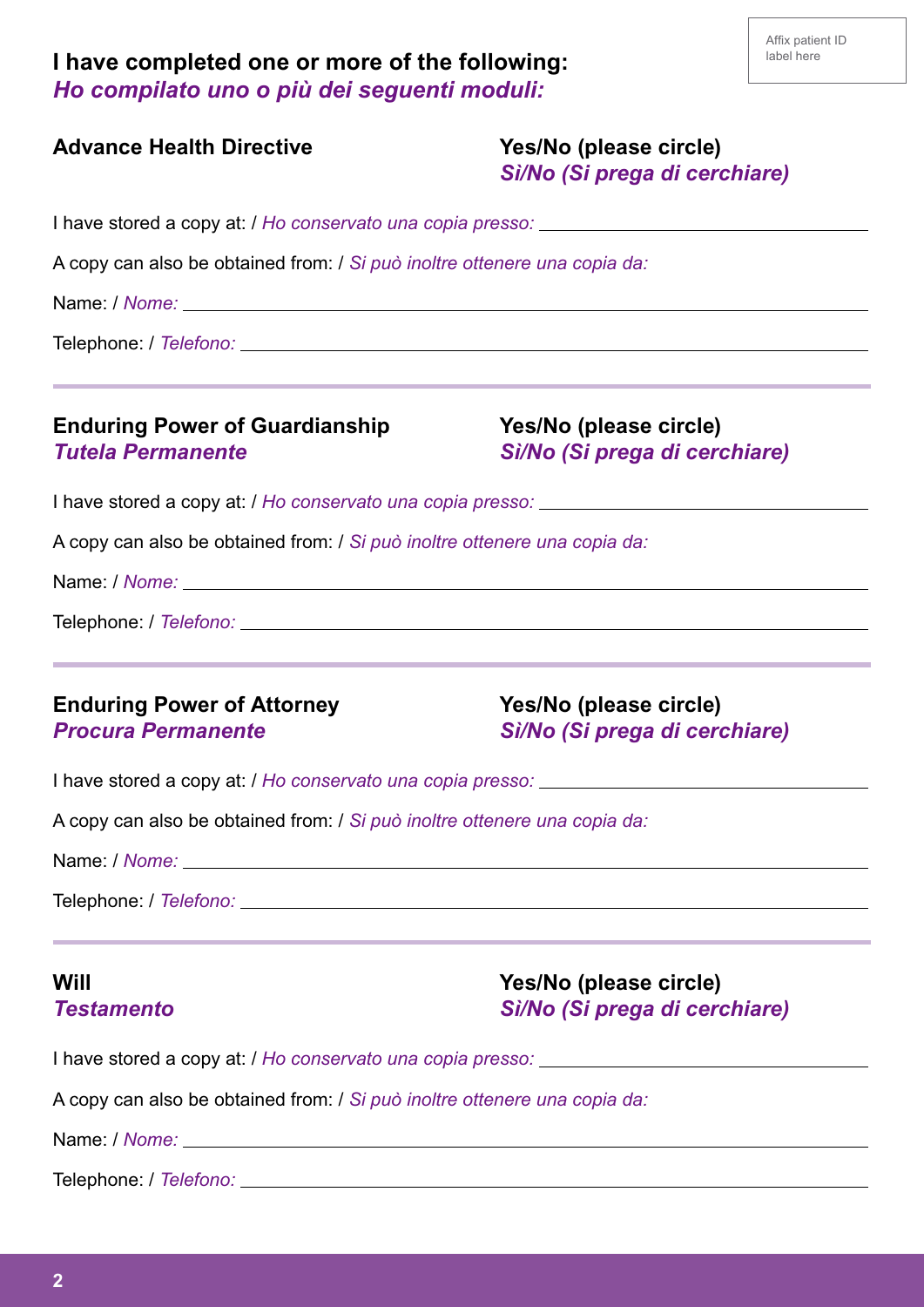Affix patient ID label here

## I have completed one or more of the following:
## *Ho compilato uno o più dei seguenti moduli:*

**Advance Health Directive**

**Yes/No (please circle)**
***Sì/No (Si prega di cerchiare)***

I have stored a copy at: / *Ho conservato una copia presso:* ______________________

A copy can also be obtained from: / *Si può inoltre ottenere una copia da:*

Name: / *Nome:* ______________________

Telephone: / *Telefono:* ______________________

---

**Enduring Power of Guardianship**
***Tutela Permanente***

**Yes/No (please circle)**
***Sì/No (Si prega di cerchiare)***

I have stored a copy at: / *Ho conservato una copia presso:* ______________________

A copy can also be obtained from: / *Si può inoltre ottenere una copia da:*

Name: / *Nome:* ______________________

Telephone: / *Telefono:* ______________________

---

**Enduring Power of Attorney**
***Procura Permanente***

**Yes/No (please circle)**
***Sì/No (Si prega di cerchiare)***

I have stored a copy at: / *Ho conservato una copia presso:* ______________________

A copy can also be obtained from: / *Si può inoltre ottenere una copia da:*

Name: / *Nome:* ______________________

Telephone: / *Telefono:* ______________________

---

**Will**
***Testamento***

**Yes/No (please circle)**
***Sì/No (Si prega di cerchiare)***

I have stored a copy at: / *Ho conservato una copia presso:* ______________________

A copy can also be obtained from: / *Si può inoltre ottenere una copia da:*

Name: / *Nome:* ______________________

Telephone: / *Telefono:* ______________________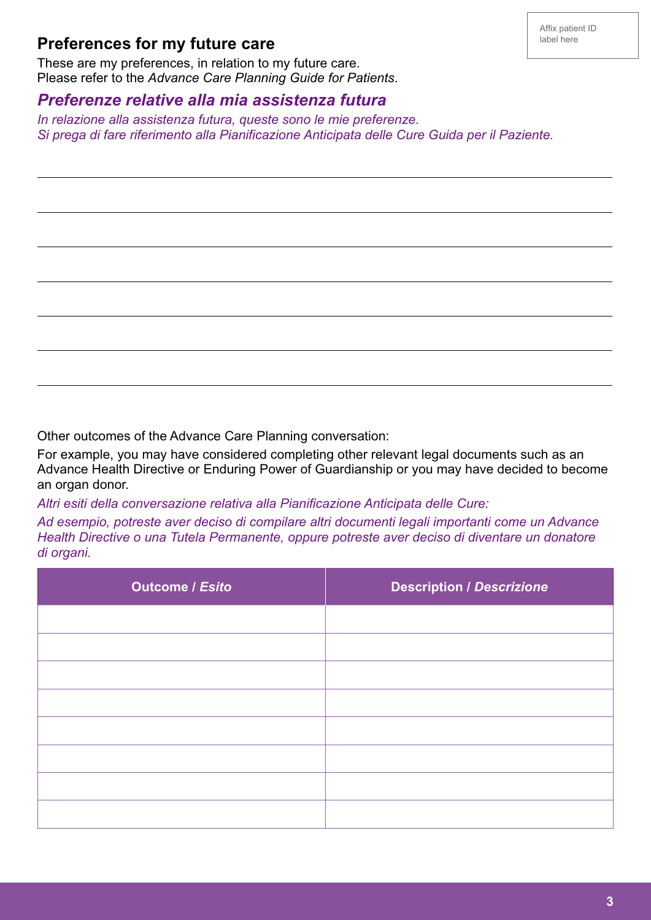Affix patient ID label here

## Preferences for my future care

These are my preferences, in relation to my future care.
Please refer to the *Advance Care Planning Guide for Patients*.

## *Preferenze relative alla mia assistenza futura*

*In relazione alla assistenza futura, queste sono le mie preferenze.*
*Si prega di fare riferimento alla Pianificazione Anticipata delle Cure Guida per il Paziente.*

\_\_\_\_\_\_\_\_\_\_\_\_\_\_\_\_\_\_\_\_\_\_\_\_\_\_\_\_\_\_\_\_\_\_\_\_\_\_\_\_\_\_\_\_\_\_\_\_\_\_\_\_\_\_\_\_\_\_\_\_\_\_\_\_\_\_\_\_\_\_\_\_\_\_\_\_\_\_

\_\_\_\_\_\_\_\_\_\_\_\_\_\_\_\_\_\_\_\_\_\_\_\_\_\_\_\_\_\_\_\_\_\_\_\_\_\_\_\_\_\_\_\_\_\_\_\_\_\_\_\_\_\_\_\_\_\_\_\_\_\_\_\_\_\_\_\_\_\_\_\_\_\_\_\_\_\_

\_\_\_\_\_\_\_\_\_\_\_\_\_\_\_\_\_\_\_\_\_\_\_\_\_\_\_\_\_\_\_\_\_\_\_\_\_\_\_\_\_\_\_\_\_\_\_\_\_\_\_\_\_\_\_\_\_\_\_\_\_\_\_\_\_\_\_\_\_\_\_\_\_\_\_\_\_\_

\_\_\_\_\_\_\_\_\_\_\_\_\_\_\_\_\_\_\_\_\_\_\_\_\_\_\_\_\_\_\_\_\_\_\_\_\_\_\_\_\_\_\_\_\_\_\_\_\_\_\_\_\_\_\_\_\_\_\_\_\_\_\_\_\_\_\_\_\_\_\_\_\_\_\_\_\_\_

\_\_\_\_\_\_\_\_\_\_\_\_\_\_\_\_\_\_\_\_\_\_\_\_\_\_\_\_\_\_\_\_\_\_\_\_\_\_\_\_\_\_\_\_\_\_\_\_\_\_\_\_\_\_\_\_\_\_\_\_\_\_\_\_\_\_\_\_\_\_\_\_\_\_\_\_\_\_

\_\_\_\_\_\_\_\_\_\_\_\_\_\_\_\_\_\_\_\_\_\_\_\_\_\_\_\_\_\_\_\_\_\_\_\_\_\_\_\_\_\_\_\_\_\_\_\_\_\_\_\_\_\_\_\_\_\_\_\_\_\_\_\_\_\_\_\_\_\_\_\_\_\_\_\_\_\_

\_\_\_\_\_\_\_\_\_\_\_\_\_\_\_\_\_\_\_\_\_\_\_\_\_\_\_\_\_\_\_\_\_\_\_\_\_\_\_\_\_\_\_\_\_\_\_\_\_\_\_\_\_\_\_\_\_\_\_\_\_\_\_\_\_\_\_\_\_\_\_\_\_\_\_\_\_\_

Other outcomes of the Advance Care Planning conversation:

For example, you may have considered completing other relevant legal documents such as an Advance Health Directive or Enduring Power of Guardianship or you may have decided to become an organ donor.

*Altri esiti della conversazione relativa alla Pianificazione Anticipata delle Cure:*

*Ad esempio, potreste aver deciso di compilare altri documenti legali importanti come un Advance Health Directive o una Tutela Permanente, oppure potreste aver deciso di diventare un donatore di organi.*

| Outcome / *Esito* | Description / *Descrizione* |
|---|---|
| | |
| | |
| | |
| | |
| | |
| | |
| | |
| | |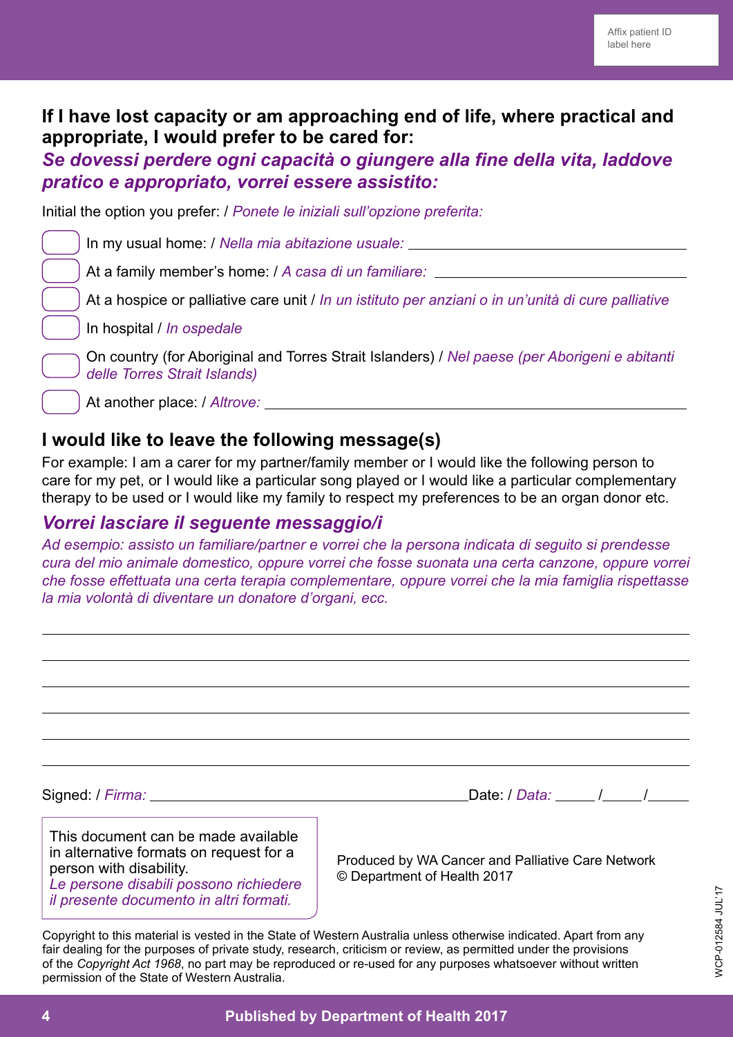Affix patient ID label here

## If I have lost capacity or am approaching end of life, where practical and appropriate, I would prefer to be cared for:

## *Se dovessi perdere ogni capacità o giungere alla fine della vita, laddove pratico e appropriato, vorrei essere assistito:*

Initial the option you prefer: / *Ponete le iniziali sull'opzione preferita:*

- ☐ In my usual home: / *Nella mia abitazione usuale:* \_\_\_\_\_\_\_\_\_\_\_\_\_\_\_\_\_\_\_\_\_\_\_\_\_\_\_\_\_\_
- ☐ At a family member's home: / *A casa di un familiare:* \_\_\_\_\_\_\_\_\_\_\_\_\_\_\_\_\_\_\_\_\_\_\_\_\_\_\_\_\_\_
- ☐ At a hospice or palliative care unit / *In un istituto per anziani o in un'unità di cure palliative*
- ☐ In hospital / *In ospedale*
- ☐ On country (for Aboriginal and Torres Strait Islanders) / *Nel paese (per Aborigeni e abitanti delle Torres Strait Islands)*
- ☐ At another place: / *Altrove:* \_\_\_\_\_\_\_\_\_\_\_\_\_\_\_\_\_\_\_\_\_\_\_\_\_\_\_\_\_\_\_\_\_\_\_\_\_\_\_\_

## I would like to leave the following message(s)

For example: I am a carer for my partner/family member or I would like the following person to care for my pet, or I would like a particular song played or I would like a particular complementary therapy to be used or I would like my family to respect my preferences to be an organ donor etc.

## *Vorrei lasciare il seguente messaggio/i*

*Ad esempio: assisto un familiare/partner e vorrei che la persona indicata di seguito si prendesse cura del mio animale domestico, oppure vorrei che fosse suonata una certa canzone, oppure vorrei che fosse effettuata una certa terapia complementare, oppure vorrei che la mia famiglia rispettasse la mia volontà di diventare un donatore d'organi, ecc.*

\_\_\_\_\_\_\_\_\_\_\_\_\_\_\_\_\_\_\_\_\_\_\_\_\_\_\_\_\_\_\_\_\_\_\_\_\_\_\_\_\_\_\_\_\_\_\_\_\_\_\_\_\_\_\_\_\_\_\_\_

\_\_\_\_\_\_\_\_\_\_\_\_\_\_\_\_\_\_\_\_\_\_\_\_\_\_\_\_\_\_\_\_\_\_\_\_\_\_\_\_\_\_\_\_\_\_\_\_\_\_\_\_\_\_\_\_\_\_\_\_

\_\_\_\_\_\_\_\_\_\_\_\_\_\_\_\_\_\_\_\_\_\_\_\_\_\_\_\_\_\_\_\_\_\_\_\_\_\_\_\_\_\_\_\_\_\_\_\_\_\_\_\_\_\_\_\_\_\_\_\_

\_\_\_\_\_\_\_\_\_\_\_\_\_\_\_\_\_\_\_\_\_\_\_\_\_\_\_\_\_\_\_\_\_\_\_\_\_\_\_\_\_\_\_\_\_\_\_\_\_\_\_\_\_\_\_\_\_\_\_\_

\_\_\_\_\_\_\_\_\_\_\_\_\_\_\_\_\_\_\_\_\_\_\_\_\_\_\_\_\_\_\_\_\_\_\_\_\_\_\_\_\_\_\_\_\_\_\_\_\_\_\_\_\_\_\_\_\_\_\_\_

\_\_\_\_\_\_\_\_\_\_\_\_\_\_\_\_\_\_\_\_\_\_\_\_\_\_\_\_\_\_\_\_\_\_\_\_\_\_\_\_\_\_\_\_\_\_\_\_\_\_\_\_\_\_\_\_\_\_\_\_

Signed: / *Firma:* \_\_\_\_\_\_\_\_\_\_\_\_\_\_\_\_\_\_\_\_\_\_\_\_\_\_\_\_\_\_\_\_ Date: / *Data:* \_\_\_\_\_ /\_\_\_\_\_/\_\_\_\_\_

This document can be made available in alternative formats on request for a person with disability.
*Le persone disabili possono richiedere il presente documento in altri formati.*

Produced by WA Cancer and Palliative Care Network
© Department of Health 2017

Copyright to this material is vested in the State of Western Australia unless otherwise indicated. Apart from any fair dealing for the purposes of private study, research, criticism or review, as permitted under the provisions of the *Copyright Act 1968*, no part may be reproduced or re-used for any purposes whatsoever without written permission of the State of Western Australia.

WCP-012584 JUL'17

**Published by Department of Health 2017**